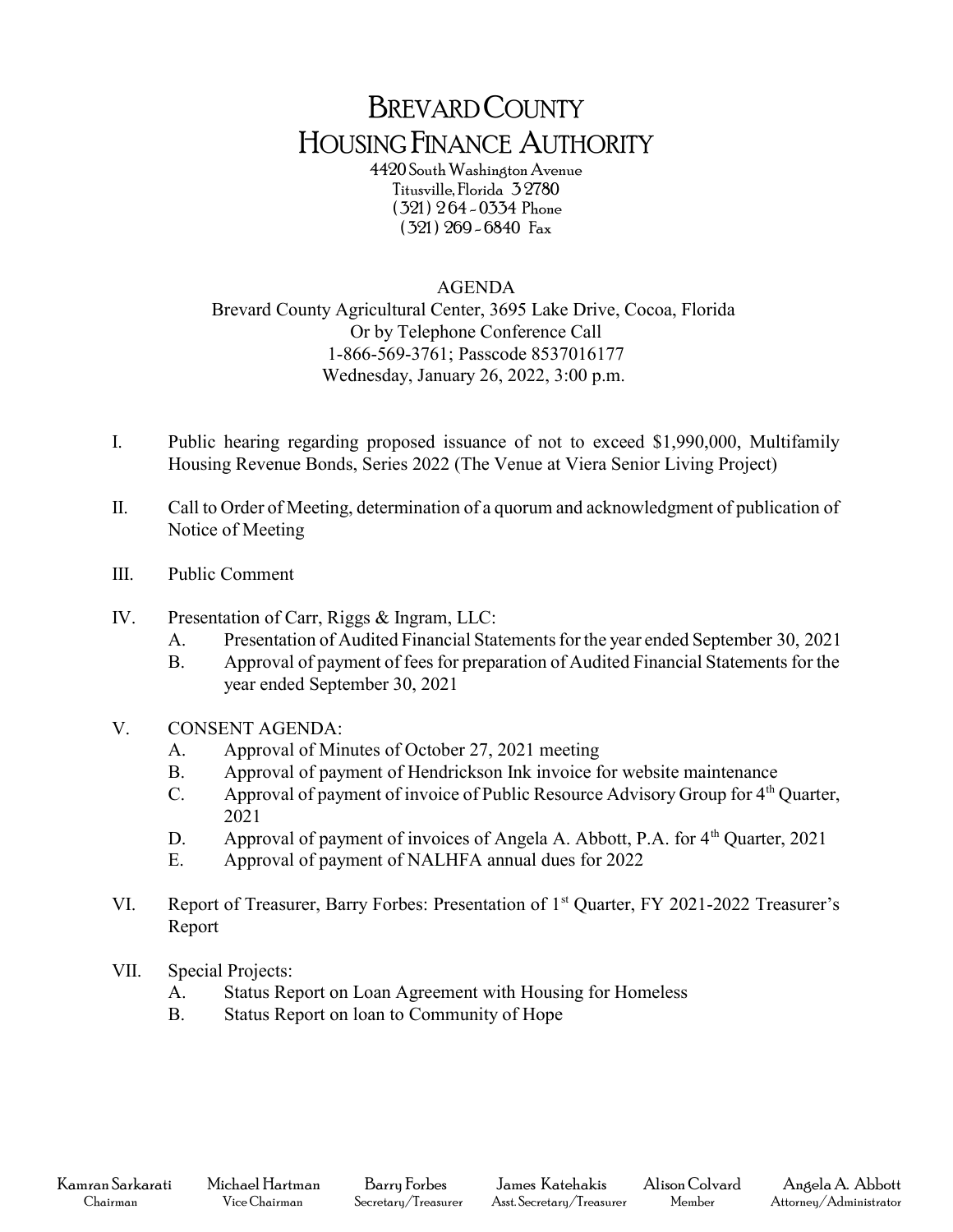# BREVARD COUNTY
# HOUSING FINANCE AUTHORITY

4420 South Washington Avenue
Titusville, Florida 32780
(321) 264-0334 Phone
(321) 269-6840 Fax

AGENDA
Brevard County Agricultural Center, 3695 Lake Drive, Cocoa, Florida
Or by Telephone Conference Call
1-866-569-3761; Passcode 8537016177
Wednesday, January 26, 2022, 3:00 p.m.

I. Public hearing regarding proposed issuance of not to exceed $1,990,000, Multifamily Housing Revenue Bonds, Series 2022 (The Venue at Viera Senior Living Project)

II. Call to Order of Meeting, determination of a quorum and acknowledgment of publication of Notice of Meeting

III. Public Comment

IV. Presentation of Carr, Riggs & Ingram, LLC:
  A. Presentation of Audited Financial Statements for the year ended September 30, 2021
  B. Approval of payment of fees for preparation of Audited Financial Statements for the year ended September 30, 2021

V. CONSENT AGENDA:
  A. Approval of Minutes of October 27, 2021 meeting
  B. Approval of payment of Hendrickson Ink invoice for website maintenance
  C. Approval of payment of invoice of Public Resource Advisory Group for 4th Quarter, 2021
  D. Approval of payment of invoices of Angela A. Abbott, P.A. for 4th Quarter, 2021
  E. Approval of payment of NALHFA annual dues for 2022

VI. Report of Treasurer, Barry Forbes: Presentation of 1st Quarter, FY 2021-2022 Treasurer's Report

VII. Special Projects:
  A. Status Report on Loan Agreement with Housing for Homeless
  B. Status Report on loan to Community of Hope

| Kamran Sarkarati | Michael Hartman | Barry Forbes | James Katehakis | Alison Colvard | Angela A. Abbott |
|---|---|---|---|---|---|
| Chairman | Vice Chairman | Secretary/Treasurer | Asst. Secretary/Treasurer | Member | Attorney/Administrator |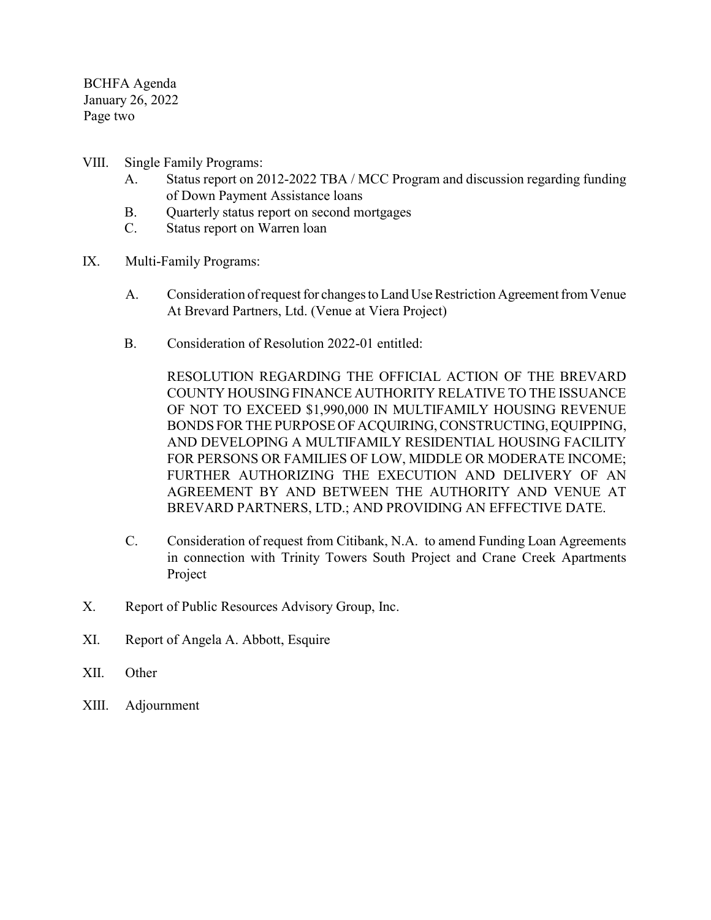VIII. Single Family Programs:
   A. Status report on 2012-2022 TBA / MCC Program and discussion regarding funding of Down Payment Assistance loans
   B. Quarterly status report on second mortgages
   C. Status report on Warren loan

IX. Multi-Family Programs:

   A. Consideration of request for changes to Land Use Restriction Agreement from Venue At Brevard Partners, Ltd. (Venue at Viera Project)

   B. Consideration of Resolution 2022-01 entitled:

      RESOLUTION REGARDING THE OFFICIAL ACTION OF THE BREVARD COUNTY HOUSING FINANCE AUTHORITY RELATIVE TO THE ISSUANCE OF NOT TO EXCEED $1,990,000 IN MULTIFAMILY HOUSING REVENUE BONDS FOR THE PURPOSE OF ACQUIRING, CONSTRUCTING, EQUIPPING, AND DEVELOPING A MULTIFAMILY RESIDENTIAL HOUSING FACILITY FOR PERSONS OR FAMILIES OF LOW, MIDDLE OR MODERATE INCOME; FURTHER AUTHORIZING THE EXECUTION AND DELIVERY OF AN AGREEMENT BY AND BETWEEN THE AUTHORITY AND VENUE AT BREVARD PARTNERS, LTD.; AND PROVIDING AN EFFECTIVE DATE.

   C. Consideration of request from Citibank, N.A. to amend Funding Loan Agreements in connection with Trinity Towers South Project and Crane Creek Apartments Project

X. Report of Public Resources Advisory Group, Inc.

XI. Report of Angela A. Abbott, Esquire

XII. Other

XIII. Adjournment